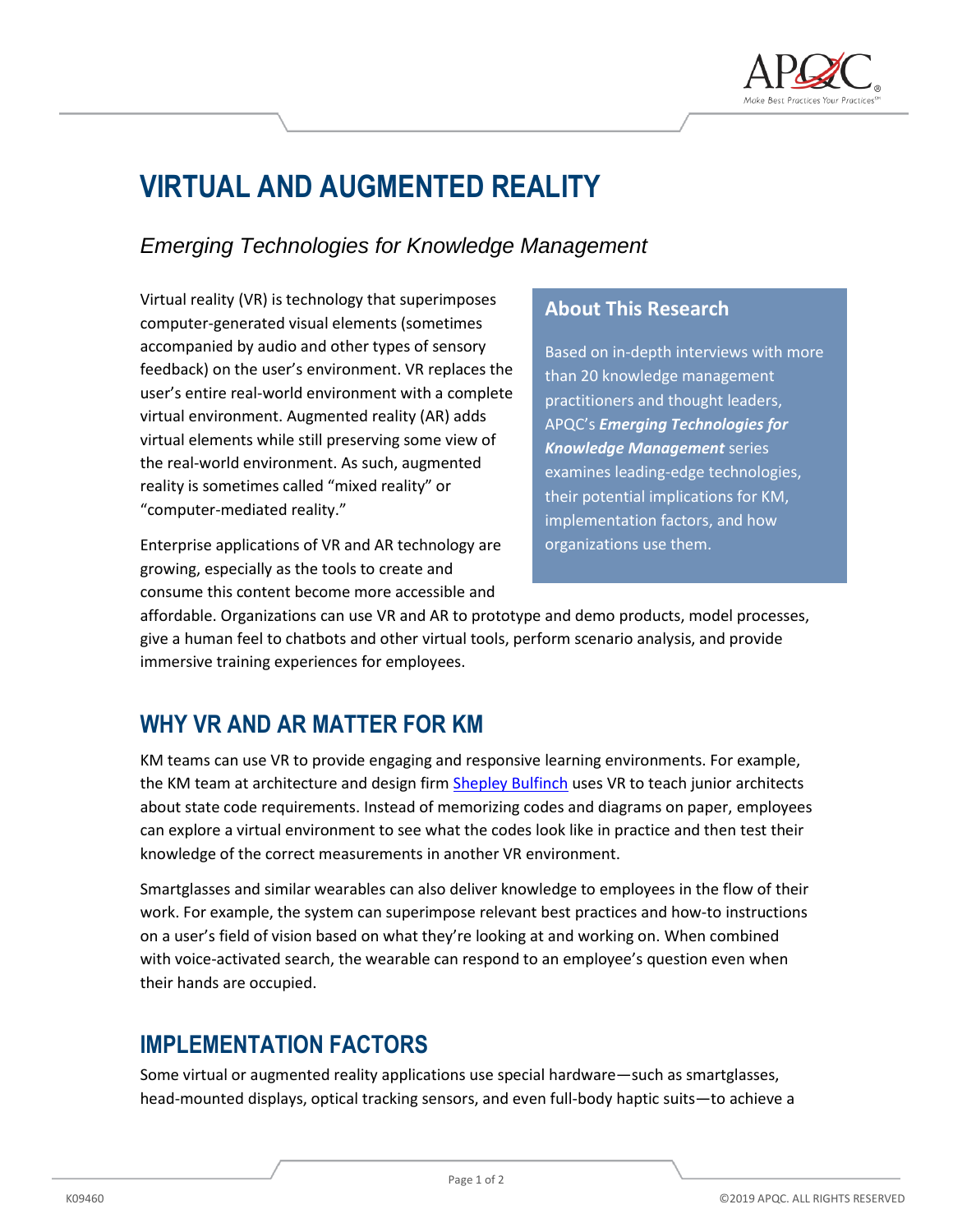# VIRTUAL AND AUGMENTED REALITY

*Emerging Technologies for Knowledge Management*

Virtual reality (VR) is technology that superimposes computer-generated visual elements (sometimes accompanied by audio and other types of sensory feedback) on the user's environment. VR replaces the user's entire real-world environment with a complete virtual environment. Augmented reality (AR) adds virtual elements while still preserving some view of the real-world environment. As such, augmented reality is sometimes called "mixed reality" or "computer-mediated reality."

> **About This Research**
>
> Based on in-depth interviews with more than 20 knowledge management practitioners and thought leaders, APQC's ***Emerging Technologies for Knowledge Management*** series examines leading-edge technologies, their potential implications for KM, implementation factors, and how organizations use them.

Enterprise applications of VR and AR technology are growing, especially as the tools to create and consume this content become more accessible and affordable. Organizations can use VR and AR to prototype and demo products, model processes, give a human feel to chatbots and other virtual tools, perform scenario analysis, and provide immersive training experiences for employees.

## WHY VR AND AR MATTER FOR KM

KM teams can use VR to provide engaging and responsive learning environments. For example, the KM team at architecture and design firm Shepley Bulfinch uses VR to teach junior architects about state code requirements. Instead of memorizing codes and diagrams on paper, employees can explore a virtual environment to see what the codes look like in practice and then test their knowledge of the correct measurements in another VR environment.

Smartglasses and similar wearables can also deliver knowledge to employees in the flow of their work. For example, the system can superimpose relevant best practices and how-to instructions on a user's field of vision based on what they're looking at and working on. When combined with voice-activated search, the wearable can respond to an employee's question even when their hands are occupied.

## IMPLEMENTATION FACTORS

Some virtual or augmented reality applications use special hardware—such as smartglasses, head-mounted displays, optical tracking sensors, and even full-body haptic suits—to achieve a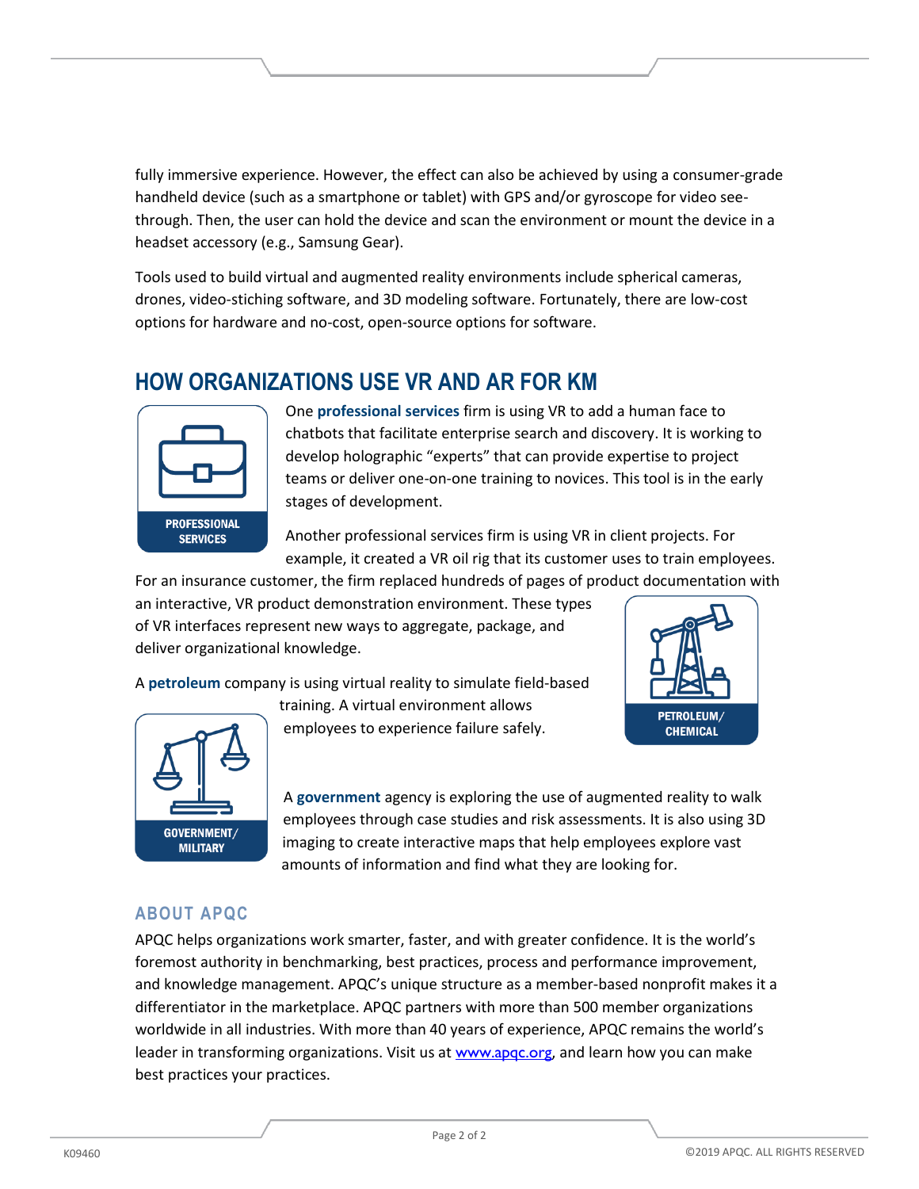fully immersive experience. However, the effect can also be achieved by using a consumer-grade handheld device (such as a smartphone or tablet) with GPS and/or gyroscope for video see-through. Then, the user can hold the device and scan the environment or mount the device in a headset accessory (e.g., Samsung Gear).

Tools used to build virtual and augmented reality environments include spherical cameras, drones, video-stiching software, and 3D modeling software. Fortunately, there are low-cost options for hardware and no-cost, open-source options for software.

## HOW ORGANIZATIONS USE VR AND AR FOR KM

PROFESSIONAL SERVICES

One **professional services** firm is using VR to add a human face to chatbots that facilitate enterprise search and discovery. It is working to develop holographic "experts" that can provide expertise to project teams or deliver one-on-one training to novices. This tool is in the early stages of development.

Another professional services firm is using VR in client projects. For example, it created a VR oil rig that its customer uses to train employees. For an insurance customer, the firm replaced hundreds of pages of product documentation with an interactive, VR product demonstration environment. These types of VR interfaces represent new ways to aggregate, package, and deliver organizational knowledge.

PETROLEUM/ CHEMICAL

A **petroleum** company is using virtual reality to simulate field-based training. A virtual environment allows employees to experience failure safely.

GOVERNMENT/ MILITARY

A **government** agency is exploring the use of augmented reality to walk employees through case studies and risk assessments. It is also using 3D imaging to create interactive maps that help employees explore vast amounts of information and find what they are looking for.

### ABOUT APQC

APQC helps organizations work smarter, faster, and with greater confidence. It is the world's foremost authority in benchmarking, best practices, process and performance improvement, and knowledge management. APQC's unique structure as a member-based nonprofit makes it a differentiator in the marketplace. APQC partners with more than 500 member organizations worldwide in all industries. With more than 40 years of experience, APQC remains the world's leader in transforming organizations. Visit us at www.apqc.org, and learn how you can make best practices your practices.

K09460

©2019 APQC. ALL RIGHTS RESERVED